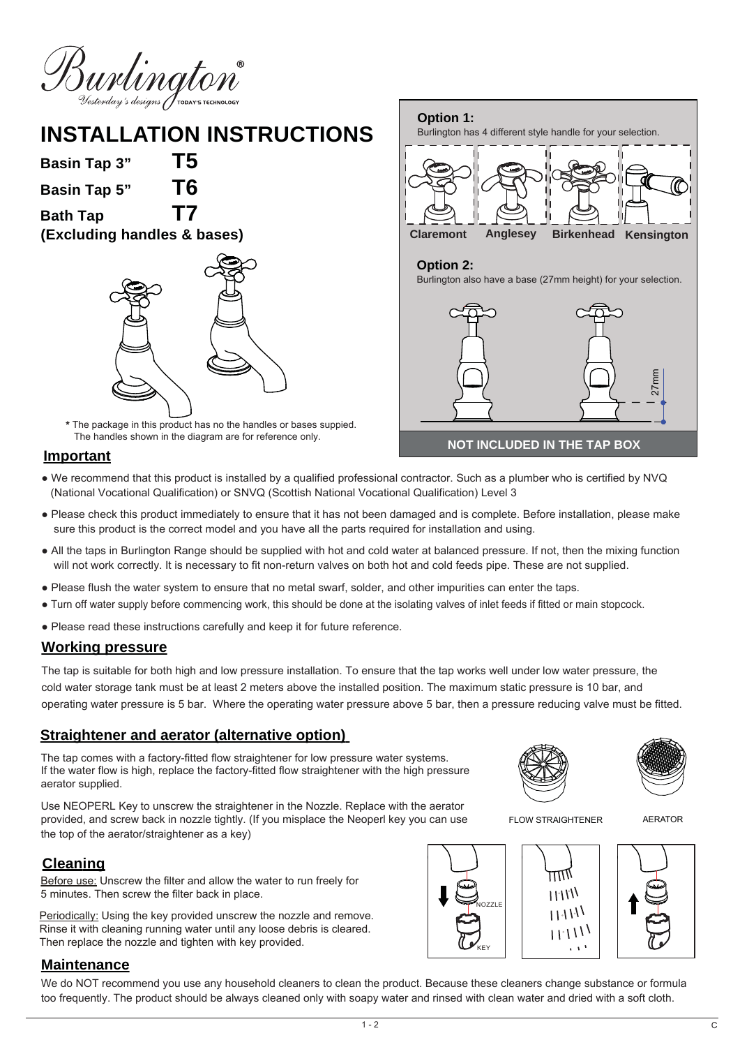Burlington®
Yesterday's designs TODAY'S TECHNOLOGY

# INSTALLATION INSTRUCTIONS

**Basin Tap 3"** **T5**

**Basin Tap 5"** **T6**

**Bath Tap** **T7**

**(Excluding handles & bases)**

\* The package in this product has no the handles or bases suppied. The handles shown in the diagram are for reference only.

**Option 1:**
Burlington has 4 different style handle for your selection.

**Claremont** **Anglesey** **Birkenhead** **Kensington**

**Option 2:**
Burlington also have a base (27mm height) for your selection.

27mm

**NOT INCLUDED IN THE TAP BOX**

## Important

- We recommend that this product is installed by a qualified professional contractor. Such as a plumber who is certified by NVQ (National Vocational Qualification) or SNVQ (Scottish National Vocational Qualification) Level 3
- Please check this product immediately to ensure that it has not been damaged and is complete. Before installation, please make sure this product is the correct model and you have all the parts required for installation and using.
- All the taps in Burlington Range should be supplied with hot and cold water at balanced pressure. If not, then the mixing function will not work correctly. It is necessary to fit non-return valves on both hot and cold feeds pipe. These are not supplied.
- Please flush the water system to ensure that no metal swarf, solder, and other impurities can enter the taps.
- Turn off water supply before commencing work, this should be done at the isolating valves of inlet feeds if fitted or main stopcock.
- Please read these instructions carefully and keep it for future reference.

## Working pressure

The tap is suitable for both high and low pressure installation. To ensure that the tap works well under low water pressure, the cold water storage tank must be at least 2 meters above the installed position. The maximum static pressure is 10 bar, and operating water pressure is 5 bar. Where the operating water pressure above 5 bar, then a pressure reducing valve must be fitted.

## Straightener and aerator (alternative option)

The tap comes with a factory-fitted flow straightener for low pressure water systems. If the water flow is high, replace the factory-fitted flow straightener with the high pressure aerator supplied.

Use NEOPERL Key to unscrew the straightener in the Nozzle. Replace with the aerator provided, and screw back in nozzle tightly. (If you misplace the Neoperl key you can use the top of the aerator/straightener as a key)

FLOW STRAIGHTENER AERATOR

## Cleaning

Before use: Unscrew the filter and allow the water to run freely for 5 minutes. Then screw the filter back in place.

Periodically: Using the key provided unscrew the nozzle and remove. Rinse it with cleaning running water until any loose debris is cleared. Then replace the nozzle and tighten with key provided.

NOZZLE

KEY

## Maintenance

We do NOT recommend you use any household cleaners to clean the product. Because these cleaners change substance or formula too frequently. The product should be always cleaned only with soapy water and rinsed with clean water and dried with a soft cloth.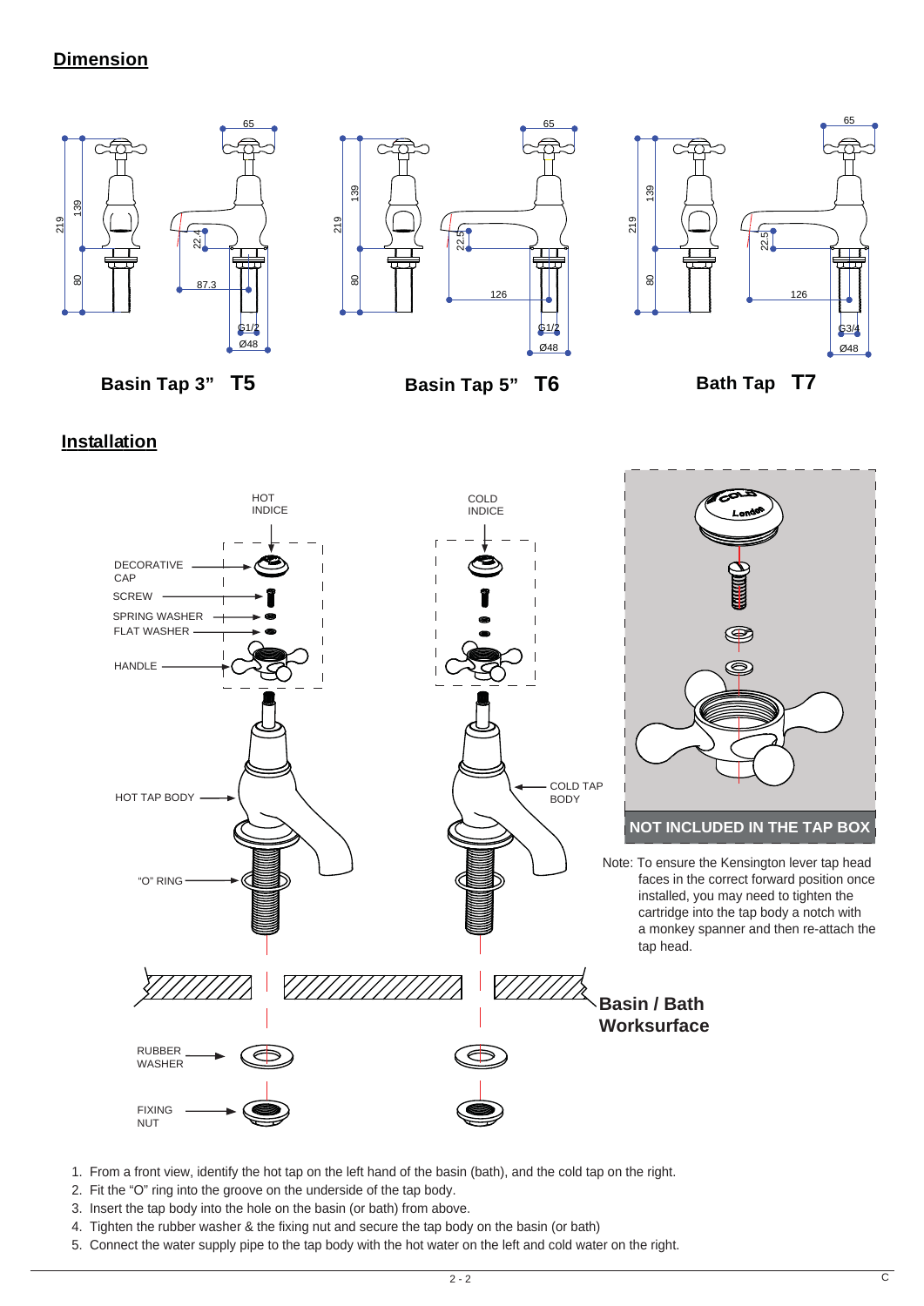## Dimension

65

219

139

80

22.4

87.3

G1/2

Ø48

**Basin Tap 3" T5**

65

219

139

80

22.5

126

G1/2

Ø48

**Basin Tap 5" T6**

65

219

139

80

22.5

126

G3/4

Ø48

**Bath Tap T7**

## Installation

HOT INDICE

COLD INDICE

DECORATIVE CAP

SCREW

SPRING WASHER

FLAT WASHER

HANDLE

HOT TAP BODY

COLD TAP BODY

"O" RING

**NOT INCLUDED IN THE TAP BOX**

Note: To ensure the Kensington lever tap head faces in the correct forward position once installed, you may need to tighten the cartridge into the tap body a notch with a monkey spanner and then re-attach the tap head.

**Basin / Bath Worksurface**

RUBBER WASHER

FIXING NUT

1. From a front view, identify the hot tap on the left hand of the basin (bath), and the cold tap on the right.
2. Fit the "O" ring into the groove on the underside of the tap body.
3. Insert the tap body into the hole on the basin (or bath) from above.
4. Tighten the rubber washer & the fixing nut and secure the tap body on the basin (or bath)
5. Connect the water supply pipe to the tap body with the hot water on the left and cold water on the right.